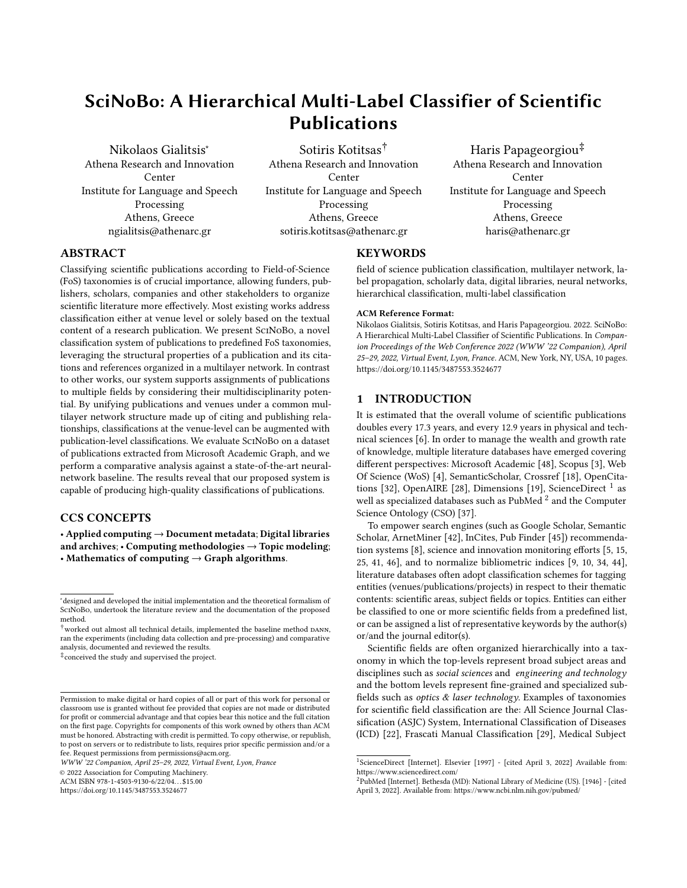# SciNoBo: A Hierarchical Multi-Label Classifier of Scientific Publications

Nikolaos Gialitsis*
Athena Research and Innovation Center
Institute for Language and Speech Processing
Athens, Greece
ngialitsis@athenarc.gr

Sotiris Kotitsas†
Athena Research and Innovation Center
Institute for Language and Speech Processing
Athens, Greece
sotiris.kotitsas@athenarc.gr

Haris Papageorgiou‡
Athena Research and Innovation Center
Institute for Language and Speech Processing
Athens, Greece
haris@athenarc.gr

## ABSTRACT

Classifying scientific publications according to Field-of-Science (FoS) taxonomies is of crucial importance, allowing funders, publishers, scholars, companies and other stakeholders to organize scientific literature more effectively. Most existing works address classification either at venue level or solely based on the textual content of a research publication. We present SciNoBo, a novel classification system of publications to predefined FoS taxonomies, leveraging the structural properties of a publication and its citations and references organized in a multilayer network. In contrast to other works, our system supports assignments of publications to multiple fields by considering their multidisciplinarity potential. By unifying publications and venues under a common multilayer network structure made up of citing and publishing relationships, classifications at the venue-level can be augmented with publication-level classifications. We evaluate SciNoBo on a dataset of publications extracted from Microsoft Academic Graph, and we perform a comparative analysis against a state-of-the-art neural-network baseline. The results reveal that our proposed system is capable of producing high-quality classifications of publications.

## CCS CONCEPTS

• **Applied computing → Document metadata**; **Digital libraries and archives**; • **Computing methodologies → Topic modeling**; • **Mathematics of computing → Graph algorithms**.

## KEYWORDS

field of science publication classification, multilayer network, label propagation, scholarly data, digital libraries, neural networks, hierarchical classification, multi-label classification

**ACM Reference Format:**
Nikolaos Gialitsis, Sotiris Kotitsas, and Haris Papageorgiou. 2022. SciNoBo: A Hierarchical Multi-Label Classifier of Scientific Publications. In *Companion Proceedings of the Web Conference 2022 (WWW '22 Companion), April 25–29, 2022, Virtual Event, Lyon, France.* ACM, New York, NY, USA, 10 pages. https://doi.org/10.1145/3487553.3524677

## 1 INTRODUCTION

It is estimated that the overall volume of scientific publications doubles every 17.3 years, and every 12.9 years in physical and technical sciences [6]. In order to manage the wealth and growth rate of knowledge, multiple literature databases have emerged covering different perspectives: Microsoft Academic [48], Scopus [3], Web Of Science (WoS) [4], SemanticScholar, Crossref [18], OpenCitations [32], OpenAIRE [28], Dimensions [19], ScienceDirect [1] as well as specialized databases such as PubMed [2] and the Computer Science Ontology (CSO) [37].

To empower search engines (such as Google Scholar, Semantic Scholar, ArnetMiner [42], InCites, Pub Finder [45]) recommendation systems [8], science and innovation monitoring efforts [5, 15, 25, 41, 46], and to normalize bibliometric indices [9, 10, 34, 44], literature databases often adopt classification schemes for tagging entities (venues/publications/projects) in respect to their thematic contents: scientific areas, subject fields or topics. Entities can either be classified to one or more scientific fields from a predefined list, or can be assigned a list of representative keywords by the author(s) or/and the journal editor(s).

Scientific fields are often organized hierarchically into a taxonomy in which the top-levels represent broad subject areas and disciplines such as *social sciences* and *engineering and technology* and the bottom levels represent fine-grained and specialized subfields such as *optics & laser technology*. Examples of taxonomies for scientific field classification are the: All Science Journal Classification (ASJC) System, International Classification of Diseases (ICD) [22], Frascati Manual Classification [29], Medical Subject

---

*designed and developed the initial implementation and the theoretical formalism of SciNoBo, undertook the literature review and the documentation of the proposed method.

†worked out almost all technical details, implemented the baseline method dann, ran the experiments (including data collection and pre-processing) and comparative analysis, documented and reviewed the results.

‡conceived the study and supervised the project.

Permission to make digital or hard copies of all or part of this work for personal or classroom use is granted without fee provided that copies are not made or distributed for profit or commercial advantage and that copies bear this notice and the full citation on the first page. Copyrights for components of this work owned by others than ACM must be honored. Abstracting with credit is permitted. To copy otherwise, or republish, to post on servers or to redistribute to lists, requires prior specific permission and/or a fee. Request permissions from permissions@acm.org.
*WWW '22 Companion, April 25–29, 2022, Virtual Event, Lyon, France*
© 2022 Association for Computing Machinery.
ACM ISBN 978-1-4503-9130-6/22/04…$15.00
https://doi.org/10.1145/3487553.3524677

[1] ScienceDirect [Internet]. Elsevier [1997] - [cited April 3, 2022] Available from: https://www.sciencedirect.com/

[2] PubMed [Internet]. Bethesda (MD): National Library of Medicine (US). [1946] - [cited April 3, 2022]. Available from: https://www.ncbi.nlm.nih.gov/pubmed/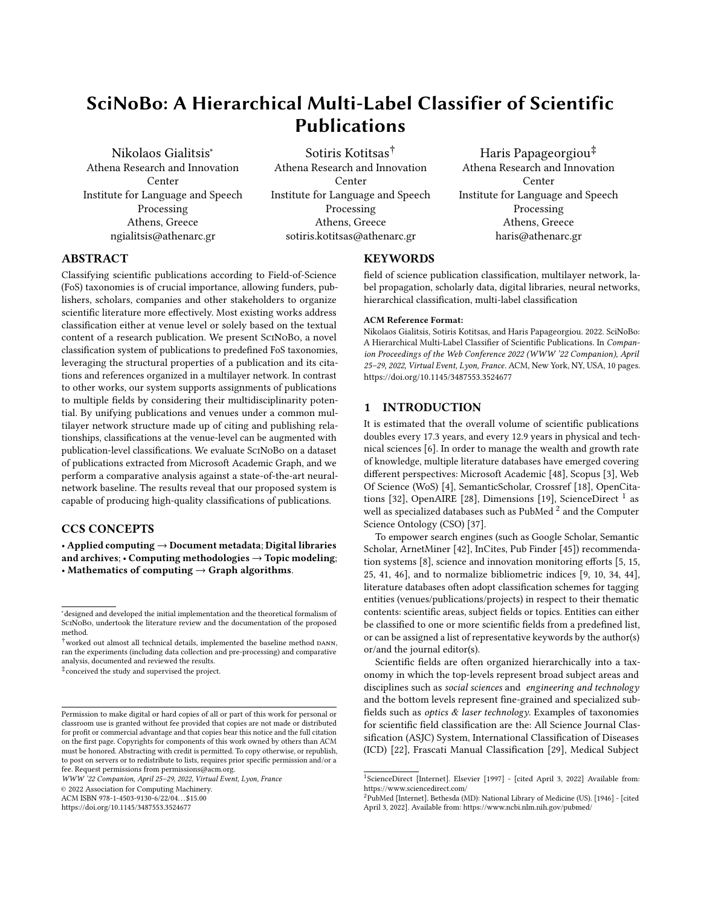# SciNoBo: A Hierarchical Multi-Label Classifier of Scientific Publications

Nikolaos Gialitsis*
Athena Research and Innovation Center
Institute for Language and Speech Processing
Athens, Greece
ngialitsis@athenarc.gr

Sotiris Kotitsas†
Athena Research and Innovation Center
Institute for Language and Speech Processing
Athens, Greece
sotiris.kotitsas@athenarc.gr

Haris Papageorgiou‡
Athena Research and Innovation Center
Institute for Language and Speech Processing
Athens, Greece
haris@athenarc.gr

## ABSTRACT

Classifying scientific publications according to Field-of-Science (FoS) taxonomies is of crucial importance, allowing funders, publishers, scholars, companies and other stakeholders to organize scientific literature more effectively. Most existing works address classification either at venue level or solely based on the textual content of a research publication. We present SciNoBo, a novel classification system of publications to predefined FoS taxonomies, leveraging the structural properties of a publication and its citations and references organized in a multilayer network. In contrast to other works, our system supports assignments of publications to multiple fields by considering their multidisciplinarity potential. By unifying publications and venues under a common multilayer network structure made up of citing and publishing relationships, classifications at the venue-level can be augmented with publication-level classifications. We evaluate SciNoBo on a dataset of publications extracted from Microsoft Academic Graph, and we perform a comparative analysis against a state-of-the-art neural-network baseline. The results reveal that our proposed system is capable of producing high-quality classifications of publications.

## CCS CONCEPTS

• **Applied computing → Document metadata**; **Digital libraries and archives**; • **Computing methodologies → Topic modeling**; • **Mathematics of computing → Graph algorithms**.

## KEYWORDS

field of science publication classification, multilayer network, label propagation, scholarly data, digital libraries, neural networks, hierarchical classification, multi-label classification

**ACM Reference Format:**
Nikolaos Gialitsis, Sotiris Kotitsas, and Haris Papageorgiou. 2022. SciNoBo: A Hierarchical Multi-Label Classifier of Scientific Publications. In *Companion Proceedings of the Web Conference 2022 (WWW '22 Companion), April 25–29, 2022, Virtual Event, Lyon, France.* ACM, New York, NY, USA, 10 pages. https://doi.org/10.1145/3487553.3524677

## 1 INTRODUCTION

It is estimated that the overall volume of scientific publications doubles every 17.3 years, and every 12.9 years in physical and technical sciences [6]. In order to manage the wealth and growth rate of knowledge, multiple literature databases have emerged covering different perspectives: Microsoft Academic [48], Scopus [3], Web Of Science (WoS) [4], SemanticScholar, Crossref [18], OpenCitations [32], OpenAIRE [28], Dimensions [19], ScienceDirect [1] as well as specialized databases such as PubMed [2] and the Computer Science Ontology (CSO) [37].

To empower search engines (such as Google Scholar, Semantic Scholar, ArnetMiner [42], InCites, Pub Finder [45]) recommendation systems [8], science and innovation monitoring efforts [5, 15, 25, 41, 46], and to normalize bibliometric indices [9, 10, 34, 44], literature databases often adopt classification schemes for tagging entities (venues/publications/projects) in respect to their thematic contents: scientific areas, subject fields or topics. Entities can either be classified to one or more scientific fields from a predefined list, or can be assigned a list of representative keywords by the author(s) or/and the journal editor(s).

Scientific fields are often organized hierarchically into a taxonomy in which the top-levels represent broad subject areas and disciplines such as *social sciences* and *engineering and technology* and the bottom levels represent fine-grained and specialized subfields such as *optics & laser technology*. Examples of taxonomies for scientific field classification are the: All Science Journal Classification (ASJC) System, International Classification of Diseases (ICD) [22], Frascati Manual Classification [29], Medical Subject

---

*designed and developed the initial implementation and the theoretical formalism of SciNoBo, undertook the literature review and the documentation of the proposed method.

†worked out almost all technical details, implemented the baseline method dann, ran the experiments (including data collection and pre-processing) and comparative analysis, documented and reviewed the results.

‡conceived the study and supervised the project.

Permission to make digital or hard copies of all or part of this work for personal or classroom use is granted without fee provided that copies are not made or distributed for profit or commercial advantage and that copies bear this notice and the full citation on the first page. Copyrights for components of this work owned by others than ACM must be honored. Abstracting with credit is permitted. To copy otherwise, or republish, to post on servers or to redistribute to lists, requires prior specific permission and/or a fee. Request permissions from permissions@acm.org.
*WWW '22 Companion, April 25–29, 2022, Virtual Event, Lyon, France*
© 2022 Association for Computing Machinery.
ACM ISBN 978-1-4503-9130-6/22/04...$15.00
https://doi.org/10.1145/3487553.3524677

[1] ScienceDirect [Internet]. Elsevier [1997] - [cited April 3, 2022] Available from: https://www.sciencedirect.com/

[2] PubMed [Internet]. Bethesda (MD): National Library of Medicine (US). [1946] - [cited April 3, 2022]. Available from: https://www.ncbi.nlm.nih.gov/pubmed/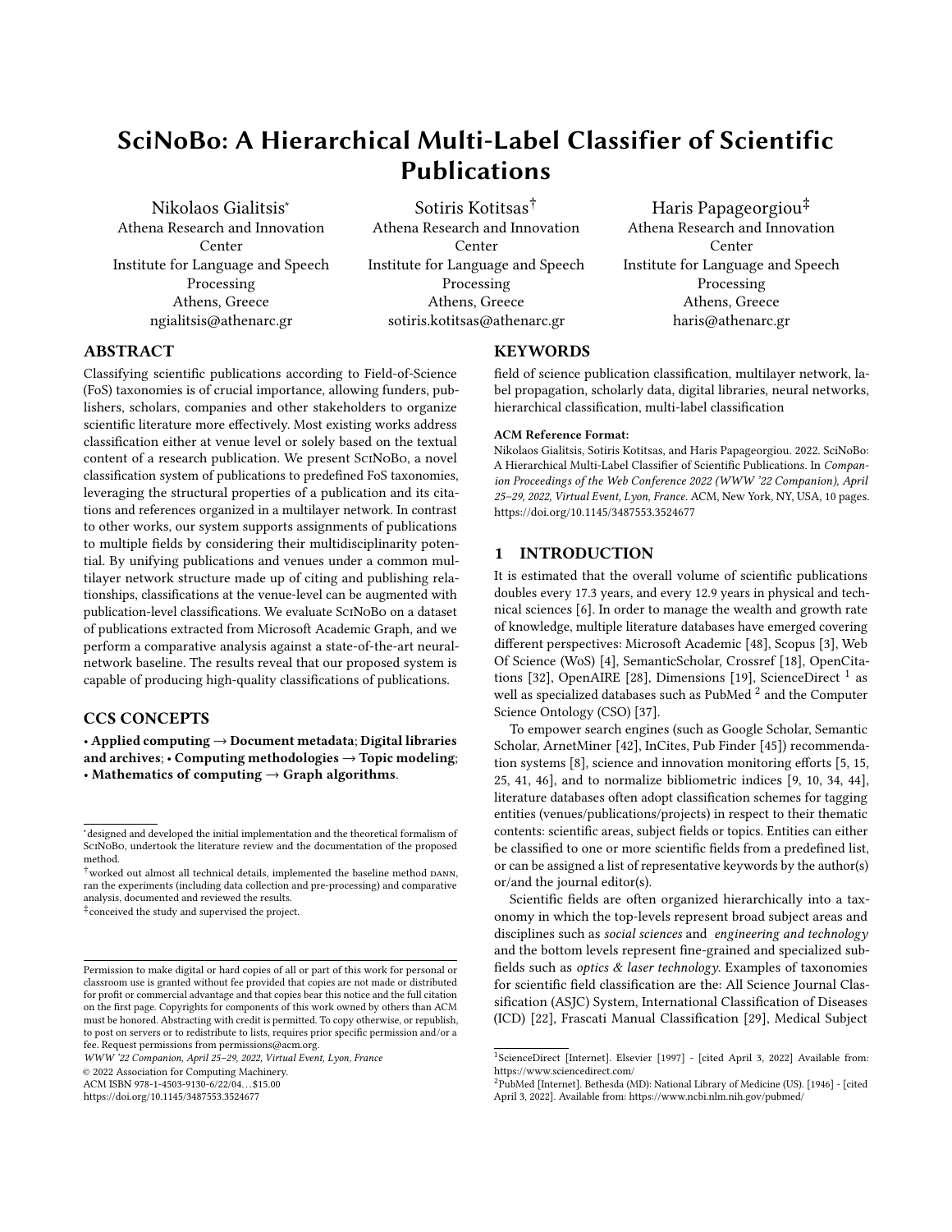# SciNoBo: A Hierarchical Multi-Label Classifier of Scientific Publications

Nikolaos Gialitsis*
Athena Research and Innovation Center
Institute for Language and Speech Processing
Athens, Greece
ngialitsis@athenarc.gr

Sotiris Kotitsas†
Athena Research and Innovation Center
Institute for Language and Speech Processing
Athens, Greece
sotiris.kotitsas@athenarc.gr

Haris Papageorgiou‡
Athena Research and Innovation Center
Institute for Language and Speech Processing
Athens, Greece
haris@athenarc.gr

## ABSTRACT

Classifying scientific publications according to Field-of-Science (FoS) taxonomies is of crucial importance, allowing funders, publishers, scholars, companies and other stakeholders to organize scientific literature more effectively. Most existing works address classification either at venue level or solely based on the textual content of a research publication. We present SciNoBo, a novel classification system of publications to predefined FoS taxonomies, leveraging the structural properties of a publication and its citations and references organized in a multilayer network. In contrast to other works, our system supports assignments of publications to multiple fields by considering their multidisciplinarity potential. By unifying publications and venues under a common multilayer network structure made up of citing and publishing relationships, classifications at the venue-level can be augmented with publication-level classifications. We evaluate SciNoBo on a dataset of publications extracted from Microsoft Academic Graph, and we perform a comparative analysis against a state-of-the-art neural-network baseline. The results reveal that our proposed system is capable of producing high-quality classifications of publications.

## CCS CONCEPTS

• **Applied computing** → **Document metadata**; **Digital libraries and archives**; • **Computing methodologies** → **Topic modeling**; • **Mathematics of computing** → **Graph algorithms**.

## KEYWORDS

field of science publication classification, multilayer network, label propagation, scholarly data, digital libraries, neural networks, hierarchical classification, multi-label classification

**ACM Reference Format:**
Nikolaos Gialitsis, Sotiris Kotitsas, and Haris Papageorgiou. 2022. SciNoBo: A Hierarchical Multi-Label Classifier of Scientific Publications. In *Companion Proceedings of the Web Conference 2022 (WWW '22 Companion), April 25–29, 2022, Virtual Event, Lyon, France.* ACM, New York, NY, USA, 10 pages. https://doi.org/10.1145/3487553.3524677

## 1 INTRODUCTION

It is estimated that the overall volume of scientific publications doubles every 17.3 years, and every 12.9 years in physical and technical sciences [6]. In order to manage the wealth and growth rate of knowledge, multiple literature databases have emerged covering different perspectives: Microsoft Academic [48], Scopus [3], Web Of Science (WoS) [4], SemanticScholar, Crossref [18], OpenCitations [32], OpenAIRE [28], Dimensions [19], ScienceDirect [1] as well as specialized databases such as PubMed [2] and the Computer Science Ontology (CSO) [37].

To empower search engines (such as Google Scholar, Semantic Scholar, ArnetMiner [42], InCites, Pub Finder [45]) recommendation systems [8], science and innovation monitoring efforts [5, 15, 25, 41, 46], and to normalize bibliometric indices [9, 10, 34, 44], literature databases often adopt classification schemes for tagging entities (venues/publications/projects) in respect to their thematic contents: scientific areas, subject fields or topics. Entities can either be classified to one or more scientific fields from a predefined list, or can be assigned a list of representative keywords by the author(s) or/and the journal editor(s).

Scientific fields are often organized hierarchically into a taxonomy in which the top-levels represent broad subject areas and disciplines such as *social sciences* and *engineering and technology* and the bottom levels represent fine-grained and specialized subfields such as *optics & laser technology*. Examples of taxonomies for scientific field classification are the: All Science Journal Classification (ASJC) System, International Classification of Diseases (ICD) [22], Frascati Manual Classification [29], Medical Subject

---

*designed and developed the initial implementation and the theoretical formalism of SciNoBo, undertook the literature review and the documentation of the proposed method.

†worked out almost all technical details, implemented the baseline method dann, ran the experiments (including data collection and pre-processing) and comparative analysis, documented and reviewed the results.

‡conceived the study and supervised the project.

Permission to make digital or hard copies of all or part of this work for personal or classroom use is granted without fee provided that copies are not made or distributed for profit or commercial advantage and that copies bear this notice and the full citation on the first page. Copyrights for components of this work owned by others than ACM must be honored. Abstracting with credit is permitted. To copy otherwise, or republish, to post on servers or to redistribute to lists, requires prior specific permission and/or a fee. Request permissions from permissions@acm.org.
*WWW '22 Companion, April 25–29, 2022, Virtual Event, Lyon, France*
© 2022 Association for Computing Machinery.
ACM ISBN 978-1-4503-9130-6/22/04...$15.00
https://doi.org/10.1145/3487553.3524677

[1] ScienceDirect [Internet]. Elsevier [1997] - [cited April 3, 2022] Available from: https://www.sciencedirect.com/

[2] PubMed [Internet]. Bethesda (MD): National Library of Medicine (US). [1946] - [cited April 3, 2022]. Available from: https://www.ncbi.nlm.nih.gov/pubmed/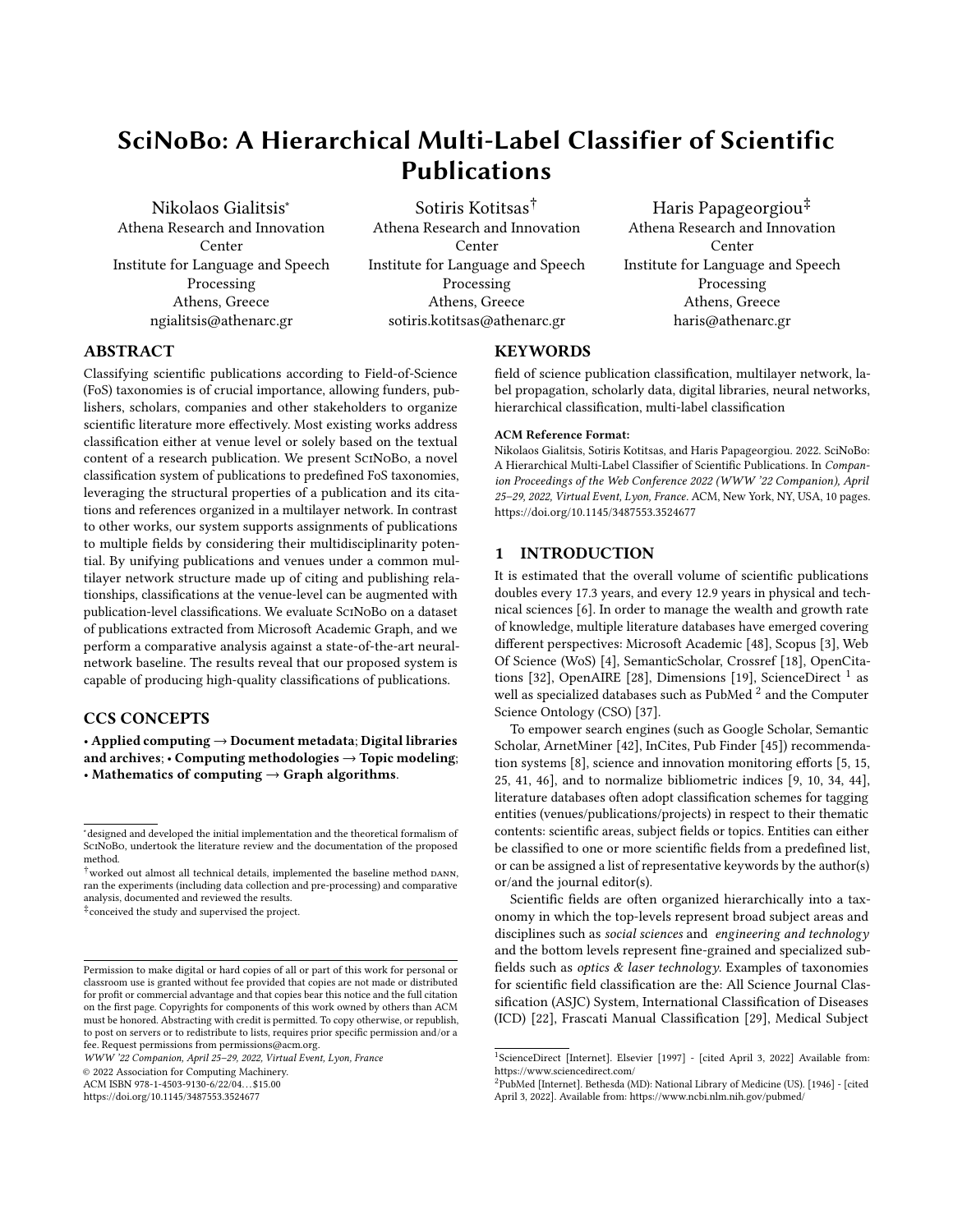# SciNoBo: A Hierarchical Multi-Label Classifier of Scientific Publications

Nikolaos Gialitsis*
Athena Research and Innovation Center
Institute for Language and Speech Processing
Athens, Greece
ngialitsis@athenarc.gr

Sotiris Kotitsas†
Athena Research and Innovation Center
Institute for Language and Speech Processing
Athens, Greece
sotiris.kotitsas@athenarc.gr

Haris Papageorgiou‡
Athena Research and Innovation Center
Institute for Language and Speech Processing
Athens, Greece
haris@athenarc.gr

## ABSTRACT

Classifying scientific publications according to Field-of-Science (FoS) taxonomies is of crucial importance, allowing funders, publishers, scholars, companies and other stakeholders to organize scientific literature more effectively. Most existing works address classification either at venue level or solely based on the textual content of a research publication. We present SciNoBo, a novel classification system of publications to predefined FoS taxonomies, leveraging the structural properties of a publication and its citations and references organized in a multilayer network. In contrast to other works, our system supports assignments of publications to multiple fields by considering their multidisciplinarity potential. By unifying publications and venues under a common multilayer network structure made up of citing and publishing relationships, classifications at the venue-level can be augmented with publication-level classifications. We evaluate SciNoBo on a dataset of publications extracted from Microsoft Academic Graph, and we perform a comparative analysis against a state-of-the-art neural-network baseline. The results reveal that our proposed system is capable of producing high-quality classifications of publications.

## CCS CONCEPTS

• **Applied computing** → **Document metadata**; **Digital libraries and archives**; • **Computing methodologies** → **Topic modeling**; • **Mathematics of computing** → **Graph algorithms**.

## KEYWORDS

field of science publication classification, multilayer network, label propagation, scholarly data, digital libraries, neural networks, hierarchical classification, multi-label classification

**ACM Reference Format:**
Nikolaos Gialitsis, Sotiris Kotitsas, and Haris Papageorgiou. 2022. SciNoBo: A Hierarchical Multi-Label Classifier of Scientific Publications. In *Companion Proceedings of the Web Conference 2022 (WWW '22 Companion), April 25–29, 2022, Virtual Event, Lyon, France.* ACM, New York, NY, USA, 10 pages. https://doi.org/10.1145/3487553.3524677

## 1 INTRODUCTION

It is estimated that the overall volume of scientific publications doubles every 17.3 years, and every 12.9 years in physical and technical sciences [6]. In order to manage the wealth and growth rate of knowledge, multiple literature databases have emerged covering different perspectives: Microsoft Academic [48], Scopus [3], Web Of Science (WoS) [4], SemanticScholar, Crossref [18], OpenCitations [32], OpenAIRE [28], Dimensions [19], ScienceDirect [1] as well as specialized databases such as PubMed [2] and the Computer Science Ontology (CSO) [37].

To empower search engines (such as Google Scholar, Semantic Scholar, ArnetMiner [42], InCites, Pub Finder [45]) recommendation systems [8], science and innovation monitoring efforts [5, 15, 25, 41, 46], and to normalize bibliometric indices [9, 10, 34, 44], literature databases often adopt classification schemes for tagging entities (venues/publications/projects) in respect to their thematic contents: scientific areas, subject fields or topics. Entities can either be classified to one or more scientific fields from a predefined list, or can be assigned a list of representative keywords by the author(s) or/and the journal editor(s).

Scientific fields are often organized hierarchically into a taxonomy in which the top-levels represent broad subject areas and disciplines such as *social sciences* and *engineering and technology* and the bottom levels represent fine-grained and specialized subfields such as *optics & laser technology*. Examples of taxonomies for scientific field classification are the: All Science Journal Classification (ASJC) System, International Classification of Diseases (ICD) [22], Frascati Manual Classification [29], Medical Subject

---

*designed and developed the initial implementation and the theoretical formalism of SciNoBo, undertook the literature review and the documentation of the proposed method.

†worked out almost all technical details, implemented the baseline method DANN, ran the experiments (including data collection and pre-processing) and comparative analysis, documented and reviewed the results.

‡conceived the study and supervised the project.

Permission to make digital or hard copies of all or part of this work for personal or classroom use is granted without fee provided that copies are not made or distributed for profit or commercial advantage and that copies bear this notice and the full citation on the first page. Copyrights for components of this work owned by others than ACM must be honored. Abstracting with credit is permitted. To copy otherwise, or republish, to post on servers or to redistribute to lists, requires prior specific permission and/or a fee. Request permissions from permissions@acm.org.
*WWW '22 Companion, April 25–29, 2022, Virtual Event, Lyon, France*
© 2022 Association for Computing Machinery.
ACM ISBN 978-1-4503-9130-6/22/04…$15.00
https://doi.org/10.1145/3487553.3524677

[1] ScienceDirect [Internet]. Elsevier [1997] - [cited April 3, 2022] Available from: https://www.sciencedirect.com/

[2] PubMed [Internet]. Bethesda (MD): National Library of Medicine (US). [1946] - [cited April 3, 2022]. Available from: https://www.ncbi.nlm.nih.gov/pubmed/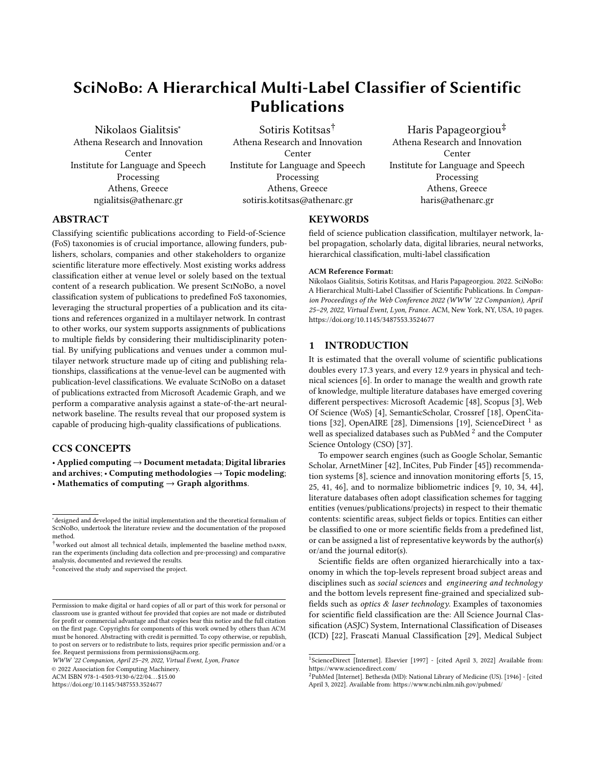# SciNoBo: A Hierarchical Multi-Label Classifier of Scientific Publications

Nikolaos Gialitsis*
Athena Research and Innovation Center
Institute for Language and Speech Processing
Athens, Greece
ngialitsis@athenarc.gr

Sotiris Kotitsas†
Athena Research and Innovation Center
Institute for Language and Speech Processing
Athens, Greece
sotiris.kotitsas@athenarc.gr

Haris Papageorgiou‡
Athena Research and Innovation Center
Institute for Language and Speech Processing
Athens, Greece
haris@athenarc.gr

## ABSTRACT

Classifying scientific publications according to Field-of-Science (FoS) taxonomies is of crucial importance, allowing funders, publishers, scholars, companies and other stakeholders to organize scientific literature more effectively. Most existing works address classification either at venue level or solely based on the textual content of a research publication. We present SciNoBo, a novel classification system of publications to predefined FoS taxonomies, leveraging the structural properties of a publication and its citations and references organized in a multilayer network. In contrast to other works, our system supports assignments of publications to multiple fields by considering their multidisciplinarity potential. By unifying publications and venues under a common multilayer network structure made up of citing and publishing relationships, classifications at the venue-level can be augmented with publication-level classifications. We evaluate SciNoBo on a dataset of publications extracted from Microsoft Academic Graph, and we perform a comparative analysis against a state-of-the-art neural-network baseline. The results reveal that our proposed system is capable of producing high-quality classifications of publications.

## CCS CONCEPTS

• **Applied computing** → **Document metadata**; **Digital libraries and archives**; • **Computing methodologies** → **Topic modeling**; • **Mathematics of computing** → **Graph algorithms**.

## KEYWORDS

field of science publication classification, multilayer network, label propagation, scholarly data, digital libraries, neural networks, hierarchical classification, multi-label classification

**ACM Reference Format:**
Nikolaos Gialitsis, Sotiris Kotitsas, and Haris Papageorgiou. 2022. SciNoBo: A Hierarchical Multi-Label Classifier of Scientific Publications. In *Companion Proceedings of the Web Conference 2022 (WWW '22 Companion), April 25–29, 2022, Virtual Event, Lyon, France.* ACM, New York, NY, USA, 10 pages. https://doi.org/10.1145/3487553.3524677

## 1 INTRODUCTION

It is estimated that the overall volume of scientific publications doubles every 17.3 years, and every 12.9 years in physical and technical sciences [6]. In order to manage the wealth and growth rate of knowledge, multiple literature databases have emerged covering different perspectives: Microsoft Academic [48], Scopus [3], Web Of Science (WoS) [4], SemanticScholar, Crossref [18], OpenCitations [32], OpenAIRE [28], Dimensions [19], ScienceDirect [1] as well as specialized databases such as PubMed [2] and the Computer Science Ontology (CSO) [37].

To empower search engines (such as Google Scholar, Semantic Scholar, ArnetMiner [42], InCites, Pub Finder [45]) recommendation systems [8], science and innovation monitoring efforts [5, 15, 25, 41, 46], and to normalize bibliometric indices [9, 10, 34, 44], literature databases often adopt classification schemes for tagging entities (venues/publications/projects) in respect to their thematic contents: scientific areas, subject fields or topics. Entities can either be classified to one or more scientific fields from a predefined list, or can be assigned a list of representative keywords by the author(s) or/and the journal editor(s).

Scientific fields are often organized hierarchically into a taxonomy in which the top-levels represent broad subject areas and disciplines such as *social sciences* and *engineering and technology* and the bottom levels represent fine-grained and specialized subfields such as *optics & laser technology*. Examples of taxonomies for scientific field classification are the: All Science Journal Classification (ASJC) System, International Classification of Diseases (ICD) [22], Frascati Manual Classification [29], Medical Subject

---

*designed and developed the initial implementation and the theoretical formalism of SciNoBo, undertook the literature review and the documentation of the proposed method.

†worked out almost all technical details, implemented the baseline method dann, ran the experiments (including data collection and pre-processing) and comparative analysis, documented and reviewed the results.

‡conceived the study and supervised the project.

Permission to make digital or hard copies of all or part of this work for personal or classroom use is granted without fee provided that copies are not made or distributed for profit or commercial advantage and that copies bear this notice and the full citation on the first page. Copyrights for components of this work owned by others than ACM must be honored. Abstracting with credit is permitted. To copy otherwise, or republish, to post on servers or to redistribute to lists, requires prior specific permission and/or a fee. Request permissions from permissions@acm.org.
*WWW '22 Companion, April 25–29, 2022, Virtual Event, Lyon, France*
© 2022 Association for Computing Machinery.
ACM ISBN 978-1-4503-9130-6/22/04…$15.00
https://doi.org/10.1145/3487553.3524677

[1] ScienceDirect [Internet]. Elsevier [1997] - [cited April 3, 2022] Available from: https://www.sciencedirect.com/

[2] PubMed [Internet]. Bethesda (MD): National Library of Medicine (US). [1946] - [cited April 3, 2022]. Available from: https://www.ncbi.nlm.nih.gov/pubmed/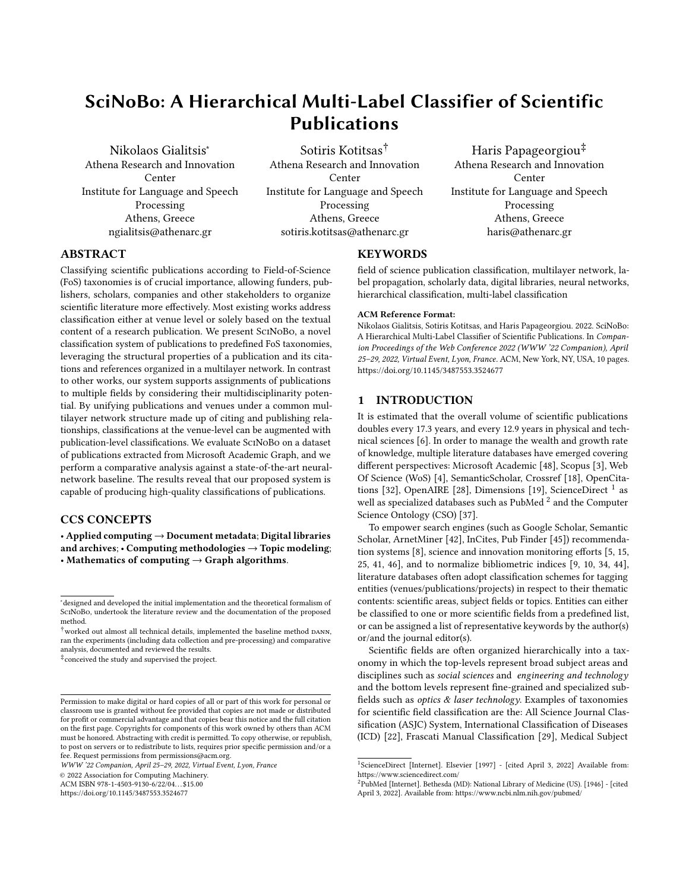# SciNoBo: A Hierarchical Multi-Label Classifier of Scientific Publications

Nikolaos Gialitsis*
Athena Research and Innovation Center
Institute for Language and Speech Processing
Athens, Greece
ngialitsis@athenarc.gr

Sotiris Kotitsas†
Athena Research and Innovation Center
Institute for Language and Speech Processing
Athens, Greece
sotiris.kotitsas@athenarc.gr

Haris Papageorgiou‡
Athena Research and Innovation Center
Institute for Language and Speech Processing
Athens, Greece
haris@athenarc.gr

## ABSTRACT

Classifying scientific publications according to Field-of-Science (FoS) taxonomies is of crucial importance, allowing funders, publishers, scholars, companies and other stakeholders to organize scientific literature more effectively. Most existing works address classification either at venue level or solely based on the textual content of a research publication. We present SciNoBo, a novel classification system of publications to predefined FoS taxonomies, leveraging the structural properties of a publication and its citations and references organized in a multilayer network. In contrast to other works, our system supports assignments of publications to multiple fields by considering their multidisciplinarity potential. By unifying publications and venues under a common multilayer network structure made up of citing and publishing relationships, classifications at the venue-level can be augmented with publication-level classifications. We evaluate SciNoBo on a dataset of publications extracted from Microsoft Academic Graph, and we perform a comparative analysis against a state-of-the-art neural-network baseline. The results reveal that our proposed system is capable of producing high-quality classifications of publications.

## CCS CONCEPTS

• **Applied computing** → **Document metadata**; **Digital libraries and archives**; • **Computing methodologies** → **Topic modeling**; • **Mathematics of computing** → **Graph algorithms**.

## KEYWORDS

field of science publication classification, multilayer network, label propagation, scholarly data, digital libraries, neural networks, hierarchical classification, multi-label classification

**ACM Reference Format:**
Nikolaos Gialitsis, Sotiris Kotitsas, and Haris Papageorgiou. 2022. SciNoBo: A Hierarchical Multi-Label Classifier of Scientific Publications. In *Companion Proceedings of the Web Conference 2022 (WWW '22 Companion), April 25–29, 2022, Virtual Event, Lyon, France.* ACM, New York, NY, USA, 10 pages. https://doi.org/10.1145/3487553.3524677

## 1 INTRODUCTION

It is estimated that the overall volume of scientific publications doubles every 17.3 years, and every 12.9 years in physical and technical sciences [6]. In order to manage the wealth and growth rate of knowledge, multiple literature databases have emerged covering different perspectives: Microsoft Academic [48], Scopus [3], Web Of Science (WoS) [4], SemanticScholar, Crossref [18], OpenCitations [32], OpenAIRE [28], Dimensions [19], ScienceDirect [1] as well as specialized databases such as PubMed [2] and the Computer Science Ontology (CSO) [37].

To empower search engines (such as Google Scholar, Semantic Scholar, ArnetMiner [42], InCites, Pub Finder [45]) recommendation systems [8], science and innovation monitoring efforts [5, 15, 25, 41, 46], and to normalize bibliometric indices [9, 10, 34, 44], literature databases often adopt classification schemes for tagging entities (venues/publications/projects) in respect to their thematic contents: scientific areas, subject fields or topics. Entities can either be classified to one or more scientific fields from a predefined list, or can be assigned a list of representative keywords by the author(s) or/and the journal editor(s).

Scientific fields are often organized hierarchically into a taxonomy in which the top-levels represent broad subject areas and disciplines such as *social sciences* and *engineering and technology* and the bottom levels represent fine-grained and specialized subfields such as *optics & laser technology*. Examples of taxonomies for scientific field classification are the: All Science Journal Classification (ASJC) System, International Classification of Diseases (ICD) [22], Frascati Manual Classification [29], Medical Subject

---

*designed and developed the initial implementation and the theoretical formalism of SciNoBo, undertook the literature review and the documentation of the proposed method.

†worked out almost all technical details, implemented the baseline method dann, ran the experiments (including data collection and pre-processing) and comparative analysis, documented and reviewed the results.

‡conceived the study and supervised the project.

Permission to make digital or hard copies of all or part of this work for personal or classroom use is granted without fee provided that copies are not made or distributed for profit or commercial advantage and that copies bear this notice and the full citation on the first page. Copyrights for components of this work owned by others than ACM must be honored. Abstracting with credit is permitted. To copy otherwise, or republish, to post on servers or to redistribute to lists, requires prior specific permission and/or a fee. Request permissions from permissions@acm.org.
*WWW '22 Companion, April 25–29, 2022, Virtual Event, Lyon, France*
© 2022 Association for Computing Machinery.
ACM ISBN 978-1-4503-9130-6/22/04…$15.00
https://doi.org/10.1145/3487553.3524677

[1] ScienceDirect [Internet]. Elsevier [1997] - [cited April 3, 2022] Available from: https://www.sciencedirect.com/

[2] PubMed [Internet]. Bethesda (MD): National Library of Medicine (US). [1946] - [cited April 3, 2022]. Available from: https://www.ncbi.nlm.nih.gov/pubmed/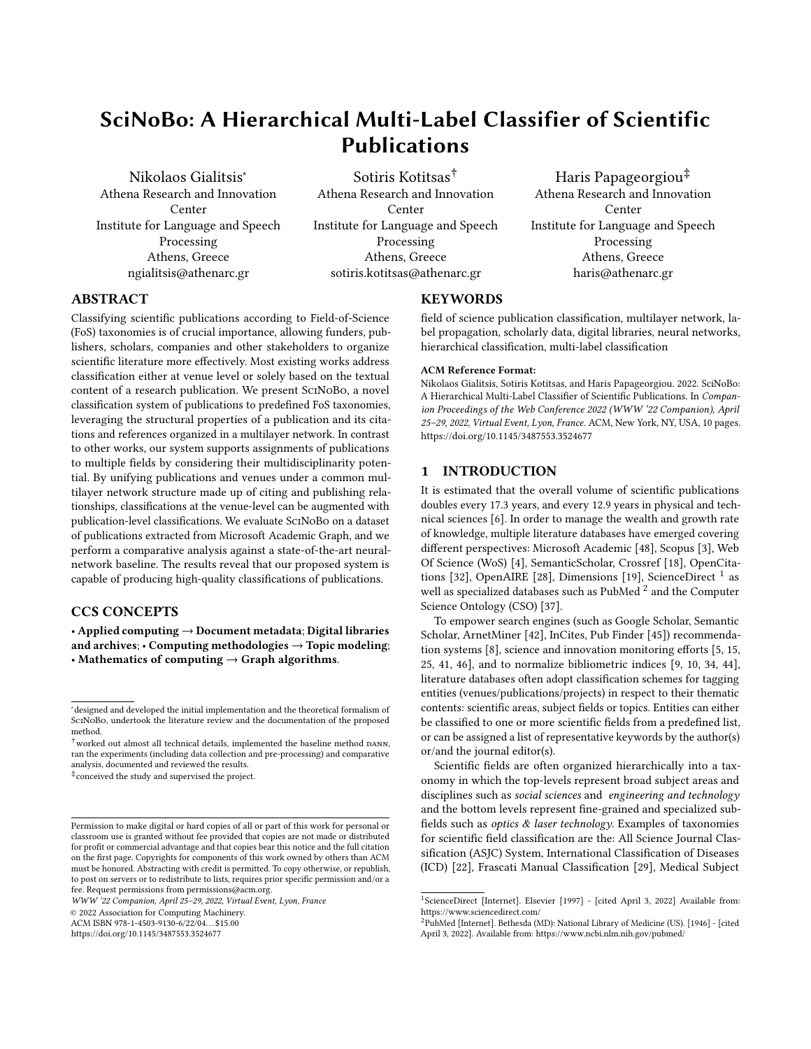# SciNoBo: A Hierarchical Multi-Label Classifier of Scientific Publications

Nikolaos Gialitsis*
Athena Research and Innovation Center
Institute for Language and Speech Processing
Athens, Greece
ngialitsis@athenarc.gr

Sotiris Kotitsas†
Athena Research and Innovation Center
Institute for Language and Speech Processing
Athens, Greece
sotiris.kotitsas@athenarc.gr

Haris Papageorgiou‡
Athena Research and Innovation Center
Institute for Language and Speech Processing
Athens, Greece
haris@athenarc.gr

## ABSTRACT

Classifying scientific publications according to Field-of-Science (FoS) taxonomies is of crucial importance, allowing funders, publishers, scholars, companies and other stakeholders to organize scientific literature more effectively. Most existing works address classification either at venue level or solely based on the textual content of a research publication. We present SciNoBo, a novel classification system of publications to predefined FoS taxonomies, leveraging the structural properties of a publication and its citations and references organized in a multilayer network. In contrast to other works, our system supports assignments of publications to multiple fields by considering their multidisciplinarity potential. By unifying publications and venues under a common multilayer network structure made up of citing and publishing relationships, classifications at the venue-level can be augmented with publication-level classifications. We evaluate SciNoBo on a dataset of publications extracted from Microsoft Academic Graph, and we perform a comparative analysis against a state-of-the-art neural-network baseline. The results reveal that our proposed system is capable of producing high-quality classifications of publications.

## CCS CONCEPTS

• **Applied computing** → **Document metadata**; **Digital libraries and archives**; • **Computing methodologies** → **Topic modeling**; • **Mathematics of computing** → **Graph algorithms**.

## KEYWORDS

field of science publication classification, multilayer network, label propagation, scholarly data, digital libraries, neural networks, hierarchical classification, multi-label classification

**ACM Reference Format:**
Nikolaos Gialitsis, Sotiris Kotitsas, and Haris Papageorgiou. 2022. SciNoBo: A Hierarchical Multi-Label Classifier of Scientific Publications. In *Companion Proceedings of the Web Conference 2022 (WWW '22 Companion), April 25–29, 2022, Virtual Event, Lyon, France.* ACM, New York, NY, USA, 10 pages. https://doi.org/10.1145/3487553.3524677

## 1 INTRODUCTION

It is estimated that the overall volume of scientific publications doubles every 17.3 years, and every 12.9 years in physical and technical sciences [6]. In order to manage the wealth and growth rate of knowledge, multiple literature databases have emerged covering different perspectives: Microsoft Academic [48], Scopus [3], Web Of Science (WoS) [4], SemanticScholar, Crossref [18], OpenCitations [32], OpenAIRE [28], Dimensions [19], ScienceDirect [1] as well as specialized databases such as PubMed [2] and the Computer Science Ontology (CSO) [37].

To empower search engines (such as Google Scholar, Semantic Scholar, ArnetMiner [42], InCites, Pub Finder [45]) recommendation systems [8], science and innovation monitoring efforts [5, 15, 25, 41, 46], and to normalize bibliometric indices [9, 10, 34, 44], literature databases often adopt classification schemes for tagging entities (venues/publications/projects) in respect to their thematic contents: scientific areas, subject fields or topics. Entities can either be classified to one or more scientific fields from a predefined list, or can be assigned a list of representative keywords by the author(s) or/and the journal editor(s).

Scientific fields are often organized hierarchically into a taxonomy in which the top-levels represent broad subject areas and disciplines such as *social sciences* and *engineering and technology* and the bottom levels represent fine-grained and specialized subfields such as *optics & laser technology*. Examples of taxonomies for scientific field classification are the: All Science Journal Classification (ASJC) System, International Classification of Diseases (ICD) [22], Frascati Manual Classification [29], Medical Subject

---

*designed and developed the initial implementation and the theoretical formalism of SciNoBo, undertook the literature review and the documentation of the proposed method.

†worked out almost all technical details, implemented the baseline method DANN, ran the experiments (including data collection and pre-processing) and comparative analysis, documented and reviewed the results.

‡conceived the study and supervised the project.

Permission to make digital or hard copies of all or part of this work for personal or classroom use is granted without fee provided that copies are not made or distributed for profit or commercial advantage and that copies bear this notice and the full citation on the first page. Copyrights for components of this work owned by others than ACM must be honored. Abstracting with credit is permitted. To copy otherwise, or republish, to post on servers or to redistribute to lists, requires prior specific permission and/or a fee. Request permissions from permissions@acm.org.
*WWW '22 Companion, April 25–29, 2022, Virtual Event, Lyon, France*
© 2022 Association for Computing Machinery.
ACM ISBN 978-1-4503-9130-6/22/04…$15.00
https://doi.org/10.1145/3487553.3524677

[1] ScienceDirect [Internet]. Elsevier [1997] - [cited April 3, 2022] Available from: https://www.sciencedirect.com/

[2] PubMed [Internet]. Bethesda (MD): National Library of Medicine (US). [1946] - [cited April 3, 2022]. Available from: https://www.ncbi.nlm.nih.gov/pubmed/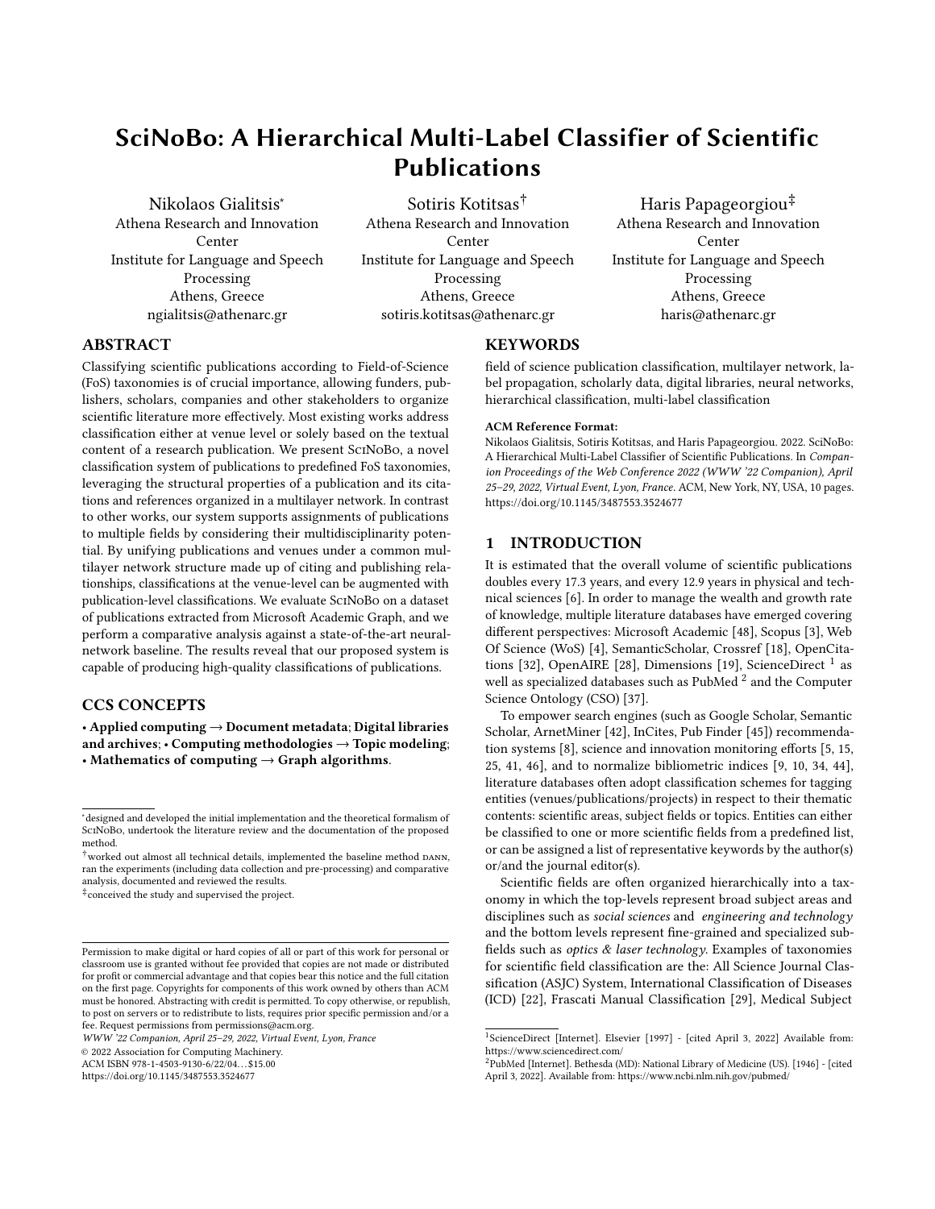# SciNoBo: A Hierarchical Multi-Label Classifier of Scientific Publications

Nikolaos Gialitsis*
Athena Research and Innovation Center
Institute for Language and Speech Processing
Athens, Greece
ngialitsis@athenarc.gr

Sotiris Kotitsas†
Athena Research and Innovation Center
Institute for Language and Speech Processing
Athens, Greece
sotiris.kotitsas@athenarc.gr

Haris Papageorgiou‡
Athena Research and Innovation Center
Institute for Language and Speech Processing
Athens, Greece
haris@athenarc.gr

## ABSTRACT

Classifying scientific publications according to Field-of-Science (FoS) taxonomies is of crucial importance, allowing funders, publishers, scholars, companies and other stakeholders to organize scientific literature more effectively. Most existing works address classification either at venue level or solely based on the textual content of a research publication. We present SciNoBo, a novel classification system of publications to predefined FoS taxonomies, leveraging the structural properties of a publication and its citations and references organized in a multilayer network. In contrast to other works, our system supports assignments of publications to multiple fields by considering their multidisciplinarity potential. By unifying publications and venues under a common multilayer network structure made up of citing and publishing relationships, classifications at the venue-level can be augmented with publication-level classifications. We evaluate SciNoBo on a dataset of publications extracted from Microsoft Academic Graph, and we perform a comparative analysis against a state-of-the-art neural-network baseline. The results reveal that our proposed system is capable of producing high-quality classifications of publications.

## CCS CONCEPTS

• **Applied computing → Document metadata**; **Digital libraries and archives**; • **Computing methodologies → Topic modeling**; • **Mathematics of computing → Graph algorithms**.

## KEYWORDS

field of science publication classification, multilayer network, label propagation, scholarly data, digital libraries, neural networks, hierarchical classification, multi-label classification

**ACM Reference Format:**
Nikolaos Gialitsis, Sotiris Kotitsas, and Haris Papageorgiou. 2022. SciNoBo: A Hierarchical Multi-Label Classifier of Scientific Publications. In *Companion Proceedings of the Web Conference 2022 (WWW '22 Companion), April 25–29, 2022, Virtual Event, Lyon, France.* ACM, New York, NY, USA, 10 pages. https://doi.org/10.1145/3487553.3524677

## 1 INTRODUCTION

It is estimated that the overall volume of scientific publications doubles every 17.3 years, and every 12.9 years in physical and technical sciences [6]. In order to manage the wealth and growth rate of knowledge, multiple literature databases have emerged covering different perspectives: Microsoft Academic [48], Scopus [3], Web Of Science (WoS) [4], SemanticScholar, Crossref [18], OpenCitations [32], OpenAIRE [28], Dimensions [19], ScienceDirect [1] as well as specialized databases such as PubMed [2] and the Computer Science Ontology (CSO) [37].

To empower search engines (such as Google Scholar, Semantic Scholar, ArnetMiner [42], InCites, Pub Finder [45]) recommendation systems [8], science and innovation monitoring efforts [5, 15, 25, 41, 46], and to normalize bibliometric indices [9, 10, 34, 44], literature databases often adopt classification schemes for tagging entities (venues/publications/projects) in respect to their thematic contents: scientific areas, subject fields or topics. Entities can either be classified to one or more scientific fields from a predefined list, or can be assigned a list of representative keywords by the author(s) or/and the journal editor(s).

Scientific fields are often organized hierarchically into a taxonomy in which the top-levels represent broad subject areas and disciplines such as *social sciences* and *engineering and technology* and the bottom levels represent fine-grained and specialized subfields such as *optics & laser technology*. Examples of taxonomies for scientific field classification are the: All Science Journal Classification (ASJC) System, International Classification of Diseases (ICD) [22], Frascati Manual Classification [29], Medical Subject

---

*designed and developed the initial implementation and the theoretical formalism of SciNoBo, undertook the literature review and the documentation of the proposed method.

†worked out almost all technical details, implemented the baseline method dann, ran the experiments (including data collection and pre-processing) and comparative analysis, documented and reviewed the results.

‡conceived the study and supervised the project.

Permission to make digital or hard copies of all or part of this work for personal or classroom use is granted without fee provided that copies are not made or distributed for profit or commercial advantage and that copies bear this notice and the full citation on the first page. Copyrights for components of this work owned by others than ACM must be honored. Abstracting with credit is permitted. To copy otherwise, or republish, to post on servers or to redistribute to lists, requires prior specific permission and/or a fee. Request permissions from permissions@acm.org.
*WWW '22 Companion, April 25–29, 2022, Virtual Event, Lyon, France*
© 2022 Association for Computing Machinery.
ACM ISBN 978-1-4503-9130-6/22/04...$15.00
https://doi.org/10.1145/3487553.3524677

[1] ScienceDirect [Internet]. Elsevier [1997] - [cited April 3, 2022] Available from: https://www.sciencedirect.com/

[2] PubMed [Internet]. Bethesda (MD): National Library of Medicine (US). [1946] - [cited April 3, 2022]. Available from: https://www.ncbi.nlm.nih.gov/pubmed/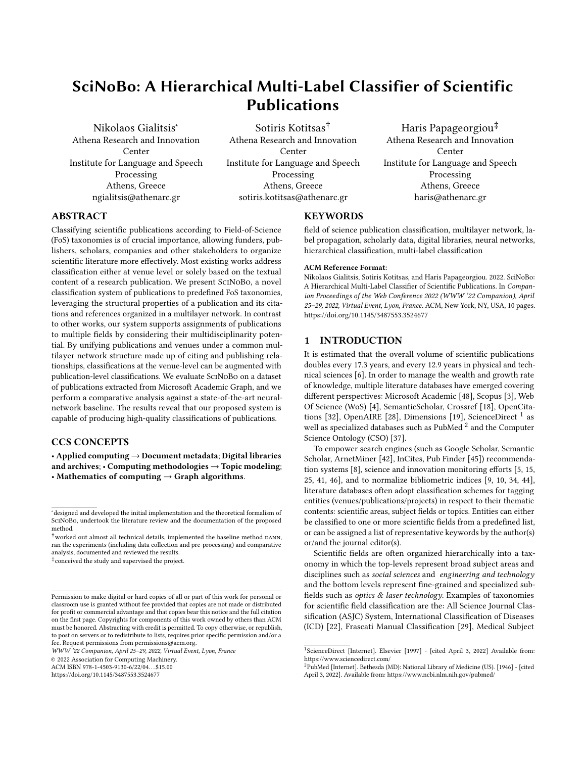# SciNoBo: A Hierarchical Multi-Label Classifier of Scientific Publications

Nikolaos Gialitsis*
Athena Research and Innovation Center
Institute for Language and Speech Processing
Athens, Greece
ngialitsis@athenarc.gr

Sotiris Kotitsas†
Athena Research and Innovation Center
Institute for Language and Speech Processing
Athens, Greece
sotiris.kotitsas@athenarc.gr

Haris Papageorgiou‡
Athena Research and Innovation Center
Institute for Language and Speech Processing
Athens, Greece
haris@athenarc.gr

## ABSTRACT

Classifying scientific publications according to Field-of-Science (FoS) taxonomies is of crucial importance, allowing funders, publishers, scholars, companies and other stakeholders to organize scientific literature more effectively. Most existing works address classification either at venue level or solely based on the textual content of a research publication. We present SciNoBo, a novel classification system of publications to predefined FoS taxonomies, leveraging the structural properties of a publication and its citations and references organized in a multilayer network. In contrast to other works, our system supports assignments of publications to multiple fields by considering their multidisciplinarity potential. By unifying publications and venues under a common multilayer network structure made up of citing and publishing relationships, classifications at the venue-level can be augmented with publication-level classifications. We evaluate SciNoBo on a dataset of publications extracted from Microsoft Academic Graph, and we perform a comparative analysis against a state-of-the-art neural-network baseline. The results reveal that our proposed system is capable of producing high-quality classifications of publications.

## CCS CONCEPTS

• **Applied computing** → **Document metadata**; **Digital libraries and archives**; • **Computing methodologies** → **Topic modeling**; • **Mathematics of computing** → **Graph algorithms**.

## KEYWORDS

field of science publication classification, multilayer network, label propagation, scholarly data, digital libraries, neural networks, hierarchical classification, multi-label classification

**ACM Reference Format:**
Nikolaos Gialitsis, Sotiris Kotitsas, and Haris Papageorgiou. 2022. SciNoBo: A Hierarchical Multi-Label Classifier of Scientific Publications. In *Companion Proceedings of the Web Conference 2022 (WWW '22 Companion), April 25–29, 2022, Virtual Event, Lyon, France.* ACM, New York, NY, USA, 10 pages. https://doi.org/10.1145/3487553.3524677

## 1 INTRODUCTION

It is estimated that the overall volume of scientific publications doubles every 17.3 years, and every 12.9 years in physical and technical sciences [6]. In order to manage the wealth and growth rate of knowledge, multiple literature databases have emerged covering different perspectives: Microsoft Academic [48], Scopus [3], Web Of Science (WoS) [4], SemanticScholar, Crossref [18], OpenCitations [32], OpenAIRE [28], Dimensions [19], ScienceDirect [1] as well as specialized databases such as PubMed [2] and the Computer Science Ontology (CSO) [37].

To empower search engines (such as Google Scholar, Semantic Scholar, ArnetMiner [42], InCites, Pub Finder [45]) recommendation systems [8], science and innovation monitoring efforts [5, 15, 25, 41, 46], and to normalize bibliometric indices [9, 10, 34, 44], literature databases often adopt classification schemes for tagging entities (venues/publications/projects) in respect to their thematic contents: scientific areas, subject fields or topics. Entities can either be classified to one or more scientific fields from a predefined list, or can be assigned a list of representative keywords by the author(s) or/and the journal editor(s).

Scientific fields are often organized hierarchically into a taxonomy in which the top-levels represent broad subject areas and disciplines such as *social sciences* and *engineering and technology* and the bottom levels represent fine-grained and specialized subfields such as *optics & laser technology*. Examples of taxonomies for scientific field classification are the: All Science Journal Classification (ASJC) System, International Classification of Diseases (ICD) [22], Frascati Manual Classification [29], Medical Subject

---

*designed and developed the initial implementation and the theoretical formalism of SciNoBo, undertook the literature review and the documentation of the proposed method.

†worked out almost all technical details, implemented the baseline method DANN, ran the experiments (including data collection and pre-processing) and comparative analysis, documented and reviewed the results.

‡conceived the study and supervised the project.

Permission to make digital or hard copies of all or part of this work for personal or classroom use is granted without fee provided that copies are not made or distributed for profit or commercial advantage and that copies bear this notice and the full citation on the first page. Copyrights for components of this work owned by others than ACM must be honored. Abstracting with credit is permitted. To copy otherwise, or republish, to post on servers or to redistribute to lists, requires prior specific permission and/or a fee. Request permissions from permissions@acm.org.
*WWW '22 Companion, April 25–29, 2022, Virtual Event, Lyon, France*
© 2022 Association for Computing Machinery.
ACM ISBN 978-1-4503-9130-6/22/04...$15.00
https://doi.org/10.1145/3487553.3524677

[1] ScienceDirect [Internet]. Elsevier [1997] - [cited April 3, 2022] Available from: https://www.sciencedirect.com/

[2] PubMed [Internet]. Bethesda (MD): National Library of Medicine (US). [1946] - [cited April 3, 2022]. Available from: https://www.ncbi.nlm.nih.gov/pubmed/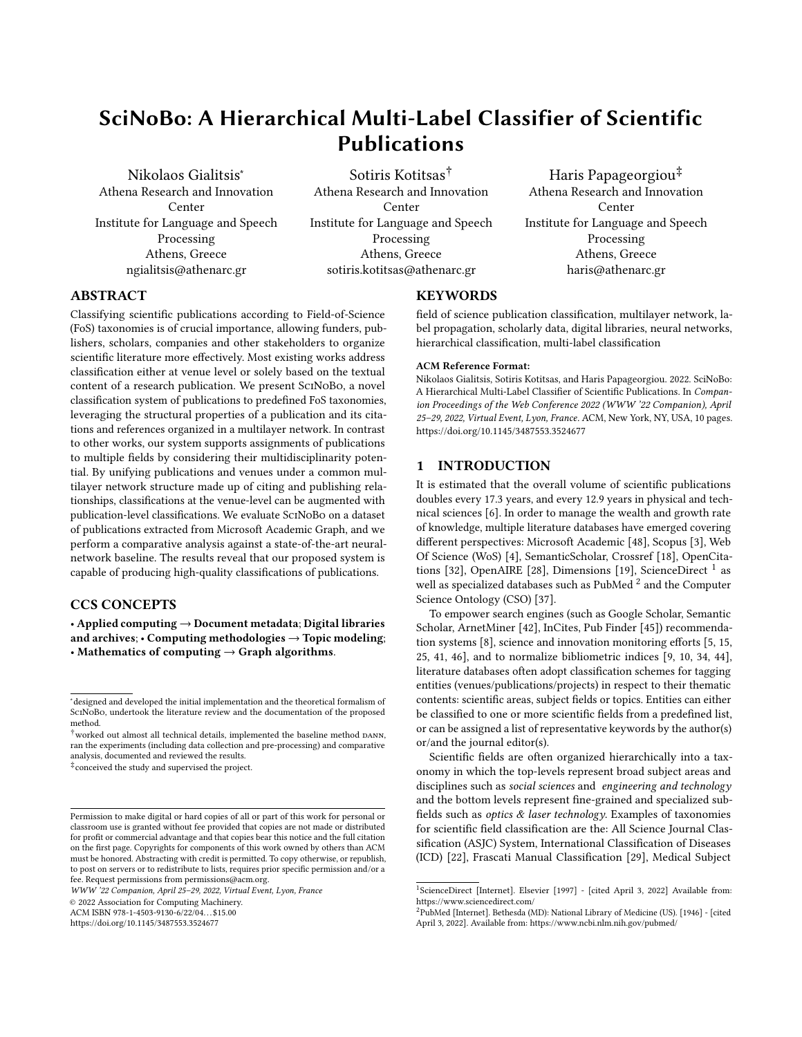# SciNoBo: A Hierarchical Multi-Label Classifier of Scientific Publications

Nikolaos Gialitsis*
Athena Research and Innovation Center
Institute for Language and Speech Processing
Athens, Greece
ngialitsis@athenarc.gr

Sotiris Kotitsas†
Athena Research and Innovation Center
Institute for Language and Speech Processing
Athens, Greece
sotiris.kotitsas@athenarc.gr

Haris Papageorgiou‡
Athena Research and Innovation Center
Institute for Language and Speech Processing
Athens, Greece
haris@athenarc.gr

## ABSTRACT

Classifying scientific publications according to Field-of-Science (FoS) taxonomies is of crucial importance, allowing funders, publishers, scholars, companies and other stakeholders to organize scientific literature more effectively. Most existing works address classification either at venue level or solely based on the textual content of a research publication. We present SciNoBo, a novel classification system of publications to predefined FoS taxonomies, leveraging the structural properties of a publication and its citations and references organized in a multilayer network. In contrast to other works, our system supports assignments of publications to multiple fields by considering their multidisciplinarity potential. By unifying publications and venues under a common multilayer network structure made up of citing and publishing relationships, classifications at the venue-level can be augmented with publication-level classifications. We evaluate SciNoBo on a dataset of publications extracted from Microsoft Academic Graph, and we perform a comparative analysis against a state-of-the-art neural-network baseline. The results reveal that our proposed system is capable of producing high-quality classifications of publications.

## CCS CONCEPTS

• **Applied computing** → **Document metadata**; **Digital libraries and archives**; • **Computing methodologies** → **Topic modeling**; • **Mathematics of computing** → **Graph algorithms**.

## KEYWORDS

field of science publication classification, multilayer network, label propagation, scholarly data, digital libraries, neural networks, hierarchical classification, multi-label classification

**ACM Reference Format:**
Nikolaos Gialitsis, Sotiris Kotitsas, and Haris Papageorgiou. 2022. SciNoBo: A Hierarchical Multi-Label Classifier of Scientific Publications. In *Companion Proceedings of the Web Conference 2022 (WWW '22 Companion), April 25–29, 2022, Virtual Event, Lyon, France.* ACM, New York, NY, USA, 10 pages. https://doi.org/10.1145/3487553.3524677

## 1 INTRODUCTION

It is estimated that the overall volume of scientific publications doubles every 17.3 years, and every 12.9 years in physical and technical sciences [6]. In order to manage the wealth and growth rate of knowledge, multiple literature databases have emerged covering different perspectives: Microsoft Academic [48], Scopus [3], Web Of Science (WoS) [4], SemanticScholar, Crossref [18], OpenCitations [32], OpenAIRE [28], Dimensions [19], ScienceDirect [1] as well as specialized databases such as PubMed [2] and the Computer Science Ontology (CSO) [37].

To empower search engines (such as Google Scholar, Semantic Scholar, ArnetMiner [42], InCites, Pub Finder [45]) recommendation systems [8], science and innovation monitoring efforts [5, 15, 25, 41, 46], and to normalize bibliometric indices [9, 10, 34, 44], literature databases often adopt classification schemes for tagging entities (venues/publications/projects) in respect to their thematic contents: scientific areas, subject fields or topics. Entities can either be classified to one or more scientific fields from a predefined list, or can be assigned a list of representative keywords by the author(s) or/and the journal editor(s).

Scientific fields are often organized hierarchically into a taxonomy in which the top-levels represent broad subject areas and disciplines such as *social sciences* and *engineering and technology* and the bottom levels represent fine-grained and specialized subfields such as *optics & laser technology*. Examples of taxonomies for scientific field classification are the: All Science Journal Classification (ASJC) System, International Classification of Diseases (ICD) [22], Frascati Manual Classification [29], Medical Subject

*designed and developed the initial implementation and the theoretical formalism of SciNoBo, undertook the literature review and the documentation of the proposed method.
†worked out almost all technical details, implemented the baseline method DANN, ran the experiments (including data collection and pre-processing) and comparative analysis, documented and reviewed the results.
‡conceived the study and supervised the project.

Permission to make digital or hard copies of all or part of this work for personal or classroom use is granted without fee provided that copies are not made or distributed for profit or commercial advantage and that copies bear this notice and the full citation on the first page. Copyrights for components of this work owned by others than ACM must be honored. Abstracting with credit is permitted. To copy otherwise, or republish, to post on servers or to redistribute to lists, requires prior specific permission and/or a fee. Request permissions from permissions@acm.org.
*WWW '22 Companion, April 25–29, 2022, Virtual Event, Lyon, France*
© 2022 Association for Computing Machinery.
ACM ISBN 978-1-4503-9130-6/22/04...$15.00
https://doi.org/10.1145/3487553.3524677

[1] ScienceDirect [Internet]. Elsevier [1997] - [cited April 3, 2022] Available from: https://www.sciencedirect.com/
[2] PubMed [Internet]. Bethesda (MD): National Library of Medicine (US). [1946] - [cited April 3, 2022]. Available from: https://www.ncbi.nlm.nih.gov/pubmed/